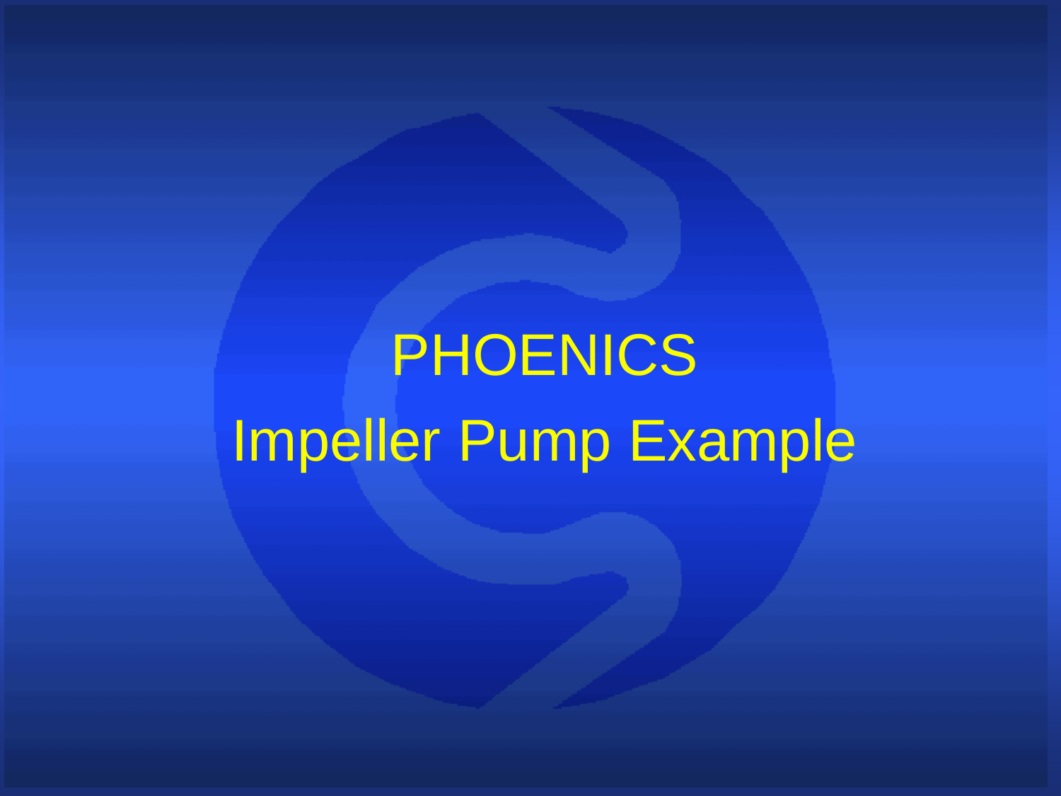# PHOENICS

## Impeller Pump Example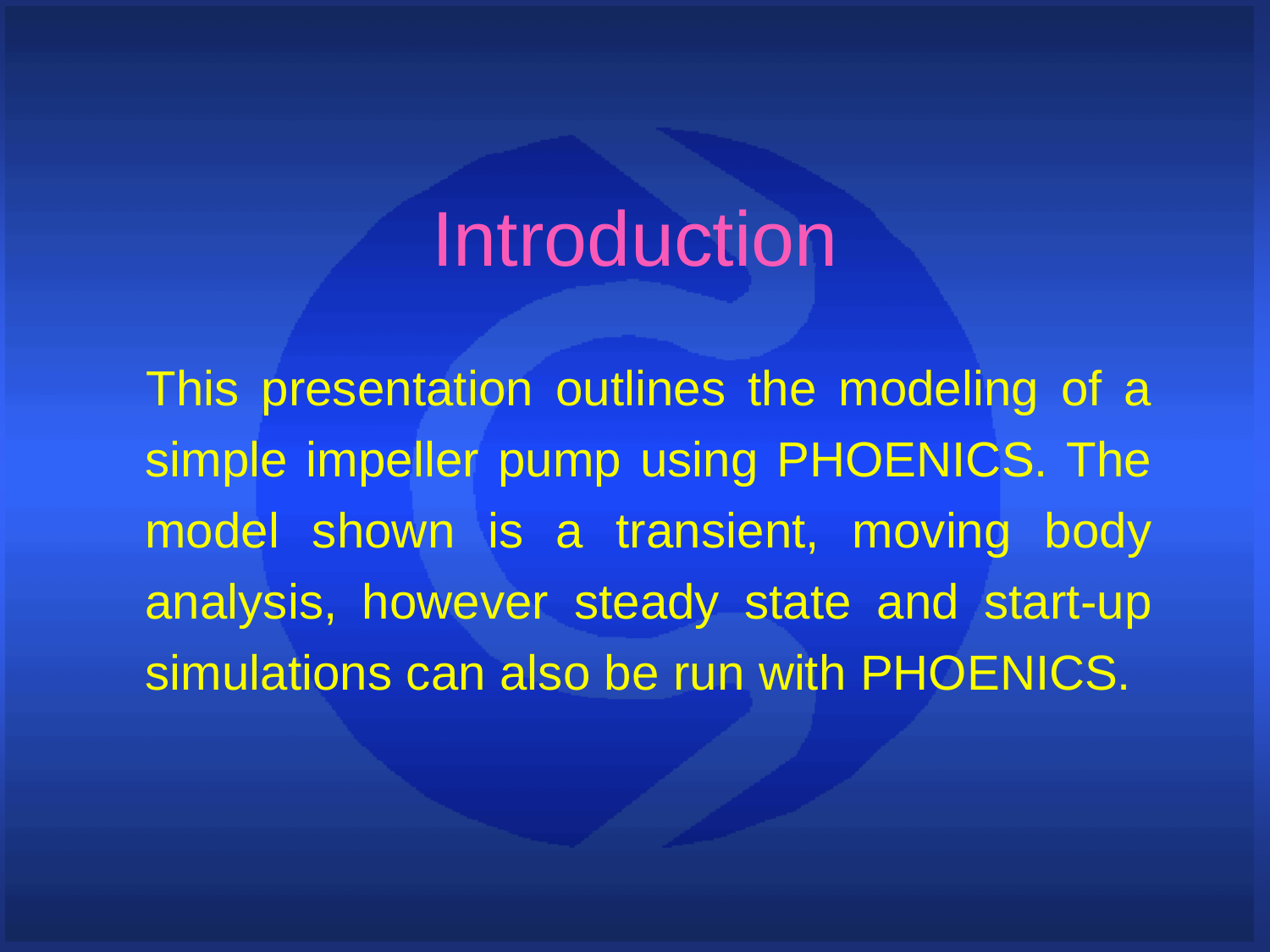# Introduction

This presentation outlines the modeling of a simple impeller pump using PHOENICS. The model shown is a transient, moving body analysis, however steady state and start-up simulations can also be run with PHOENICS.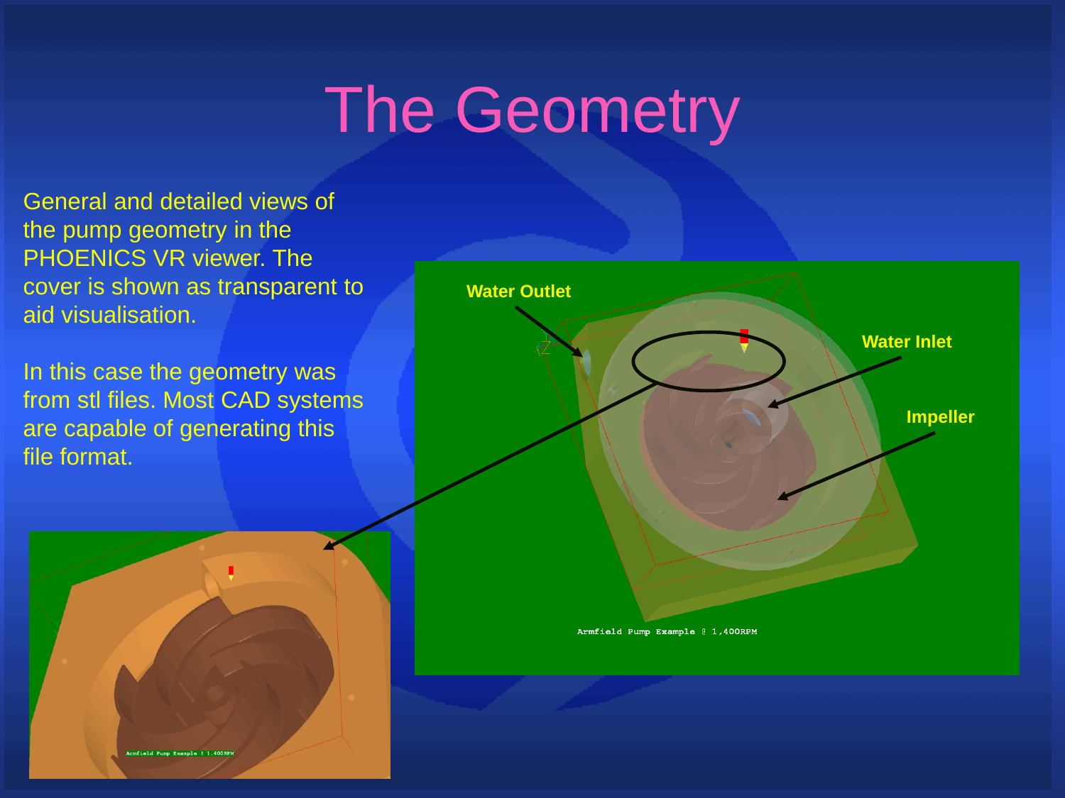# The Geometry

General and detailed views of the pump geometry in the PHOENICS VR viewer. The cover is shown as transparent to aid visualisation.

In this case the geometry was from stl files. Most CAD systems are capable of generating this file format.

Water Outlet

Water Inlet

Impeller

Armfield Pump Example @ 1,400RPM

Armfield Pump Example @ 1,400RPM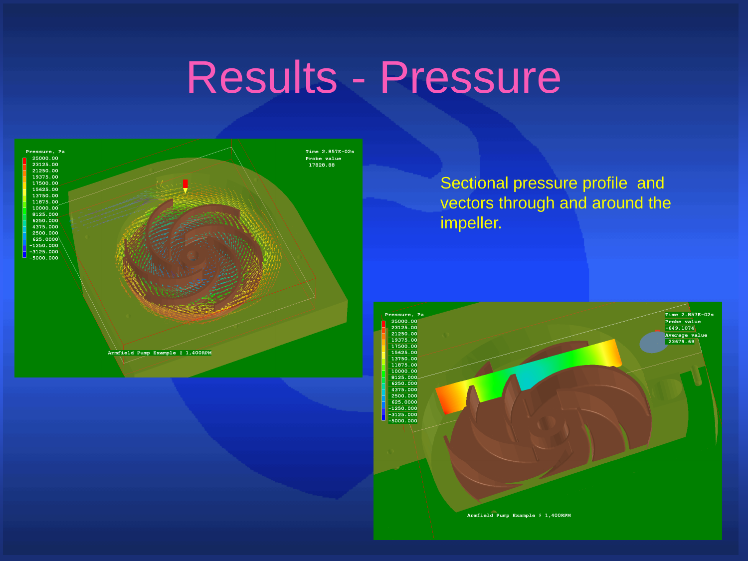# Results - Pressure

Sectional pressure profile and vectors through and around the impeller.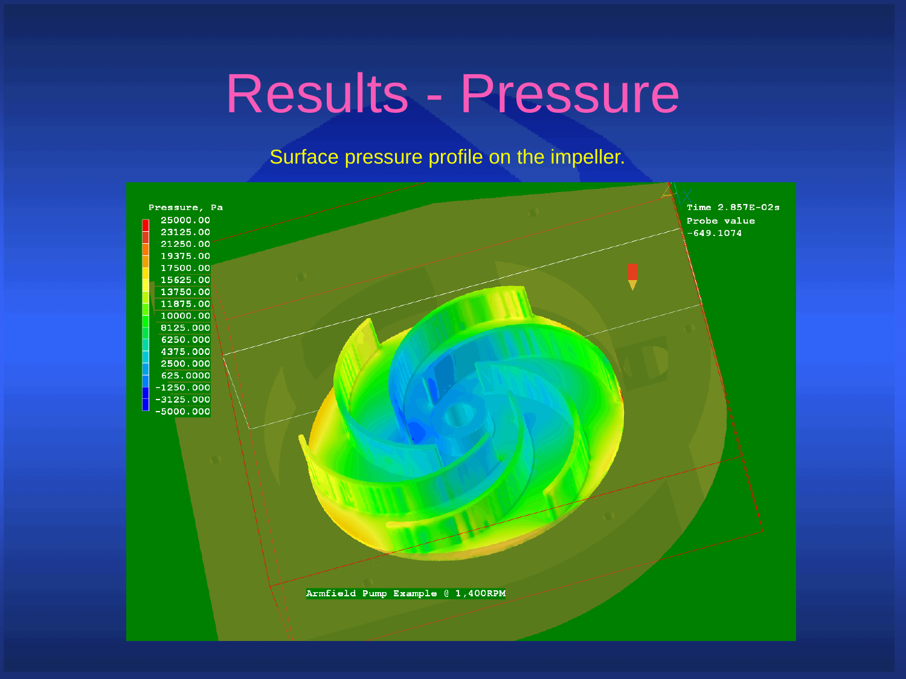# Results - Pressure

Surface pressure profile on the impeller.

Pressure, Pa

25000.00
23125.00
21250.00
19375.00
17500.00
15625.00
13750.00
11875.00
10000.00
8125.000
6250.000
4375.000
2500.000
625.0000
-1250.000
-3125.000
-5000.000

Time 2.857E-02s
Probe value
-649.1074

Armfield Pump Example @ 1,400RPM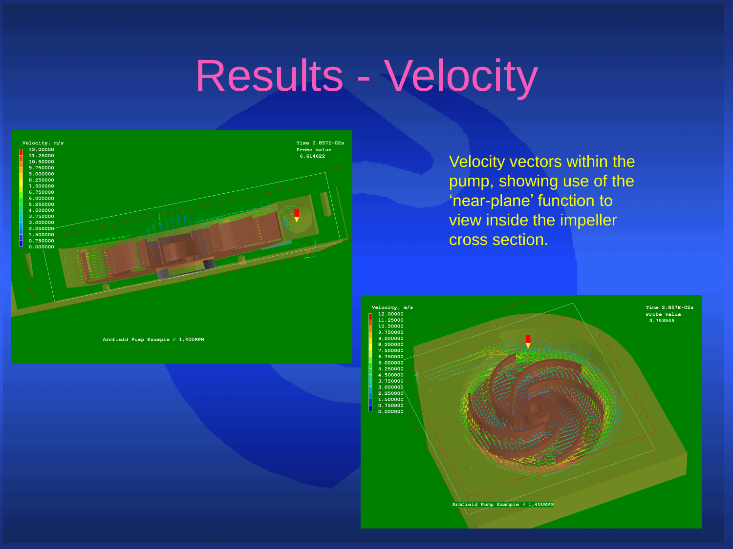# Results - Velocity

Velocity vectors within the pump, showing use of the ‘near-plane’ function to view inside the impeller cross section.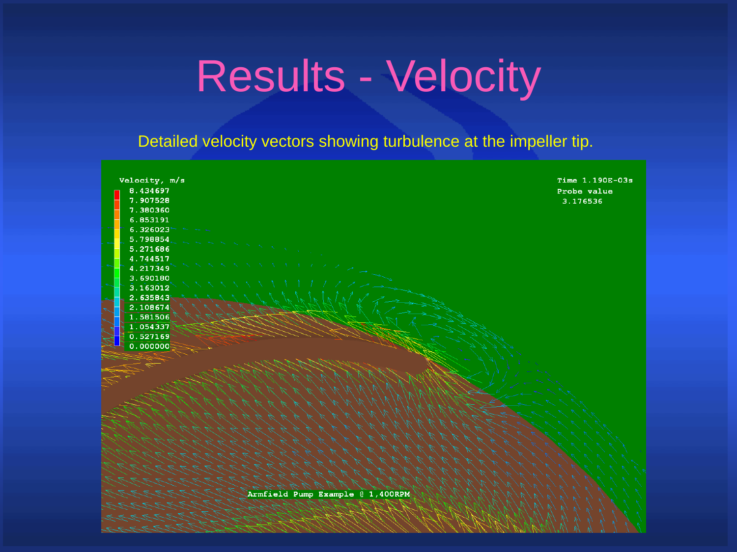# Results - Velocity

Detailed velocity vectors showing turbulence at the impeller tip.

Velocity, m/s
8.434697
7.907528
7.380360
6.853191
6.326023
5.798854
5.271686
4.744517
4.217349
3.690180
3.163012
2.635843
2.108674
1.581506
1.054337
0.527169
0.000000

Time 1.190E-03s
Probe value
3.176536

Armfield Pump Example @ 1,400RPM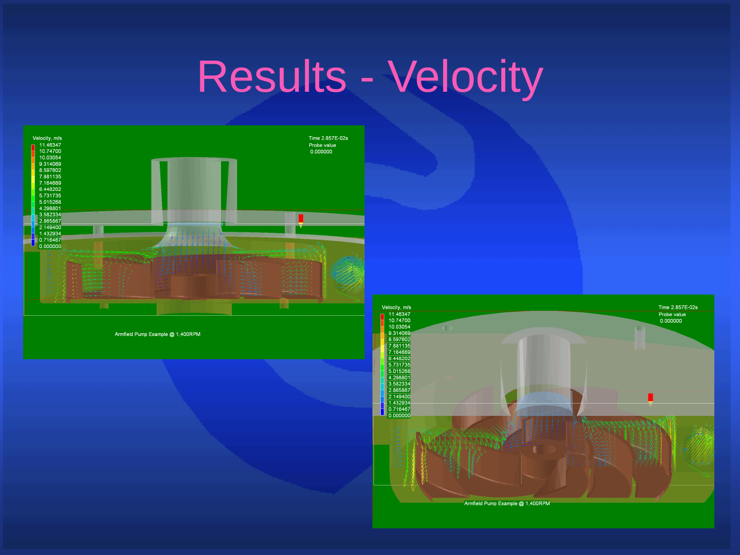# Results - Velocity

Velocity, m/s
11.46347
10.74700
10.03054
9.314069
8.597602
7.881135
7.164669
6.448202
5.731735
5.015268
4.298801
3.582334
2.865867
2.149400
1.432934
0.716467
0.000000

Time 2.857E-02s
Probe value
0.000000

Armfield Pump Example @ 1,400RPM

Velocity, m/s
11.46347
10.74700
10.03054
9.314069
8.597602
7.881135
7.164669
6.448202
5.731735
5.015268
4.298801
3.582334
2.865867
2.149400
1.432934
0.716467
0.000000

Time 2.857E-02s
Probe value
0.000000

Armfield Pump Example @ 1,400RPM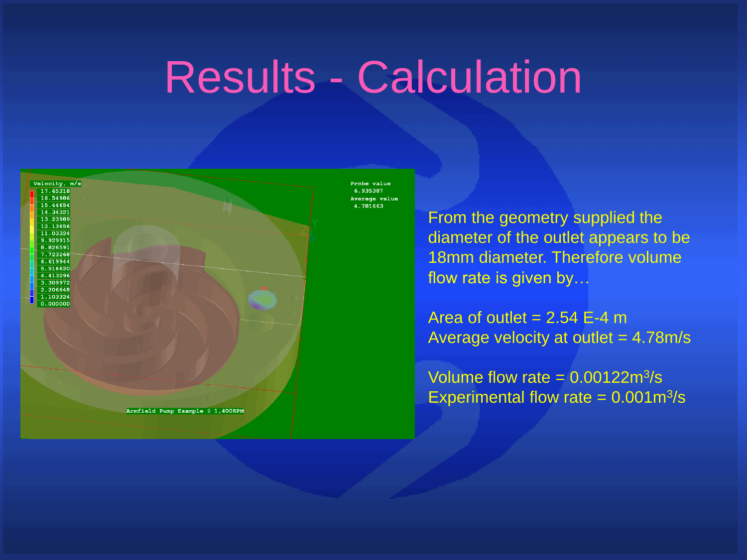# Results - Calculation

From the geometry supplied the diameter of the outlet appears to be 18mm diameter. Therefore volume flow rate is given by…

Area of outlet = 2.54 E-4 m

Average velocity at outlet = 4.78m/s

Volume flow rate = 0.00122$m^3$/s

Experimental flow rate = 0.001$m^3$/s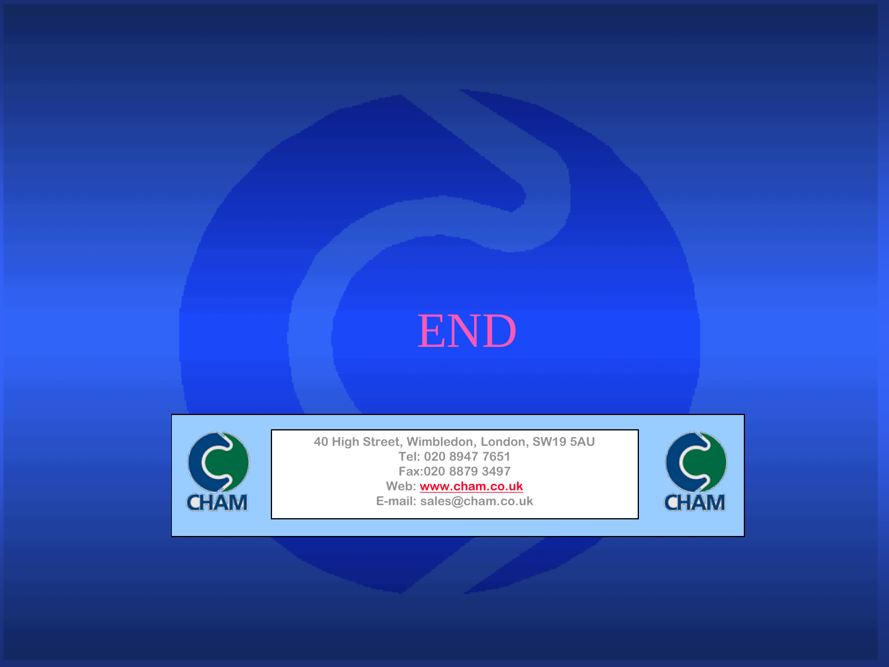# END

CHAM

40 High Street, Wimbledon, London, SW19 5AU
Tel: 020 8947 7651
Fax:020 8879 3497
Web: www.cham.co.uk
E-mail: sales@cham.co.uk

CHAM